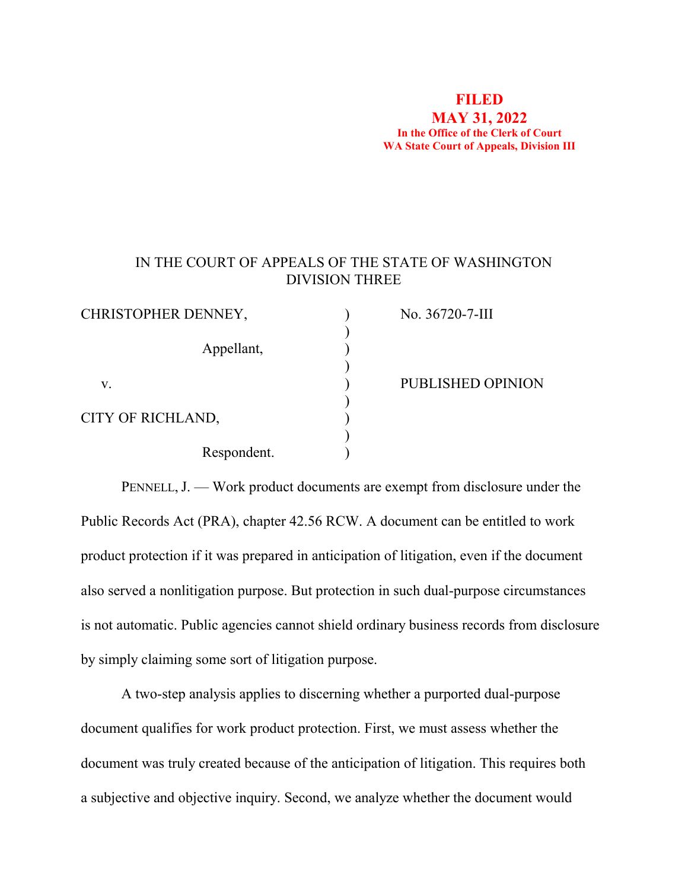**FILED**
**MAY 31, 2022**
**In the Office of the Clerk of Court**
**WA State Court of Appeals, Division III**

IN THE COURT OF APPEALS OF THE STATE OF WASHINGTON
DIVISION THREE

| | | |
|---|---|---|
| CHRISTOPHER DENNEY, | ) | No. 36720-7-III |
| | ) | |
| Appellant, | ) | |
| | ) | |
| v. | ) | PUBLISHED OPINION |
| | ) | |
| CITY OF RICHLAND, | ) | |
| | ) | |
| Respondent. | ) | |

PENNELL, J. — Work product documents are exempt from disclosure under the Public Records Act (PRA), chapter 42.56 RCW. A document can be entitled to work product protection if it was prepared in anticipation of litigation, even if the document also served a nonlitigation purpose. But protection in such dual-purpose circumstances is not automatic. Public agencies cannot shield ordinary business records from disclosure by simply claiming some sort of litigation purpose.

A two-step analysis applies to discerning whether a purported dual-purpose document qualifies for work product protection. First, we must assess whether the document was truly created because of the anticipation of litigation. This requires both a subjective and objective inquiry. Second, we analyze whether the document would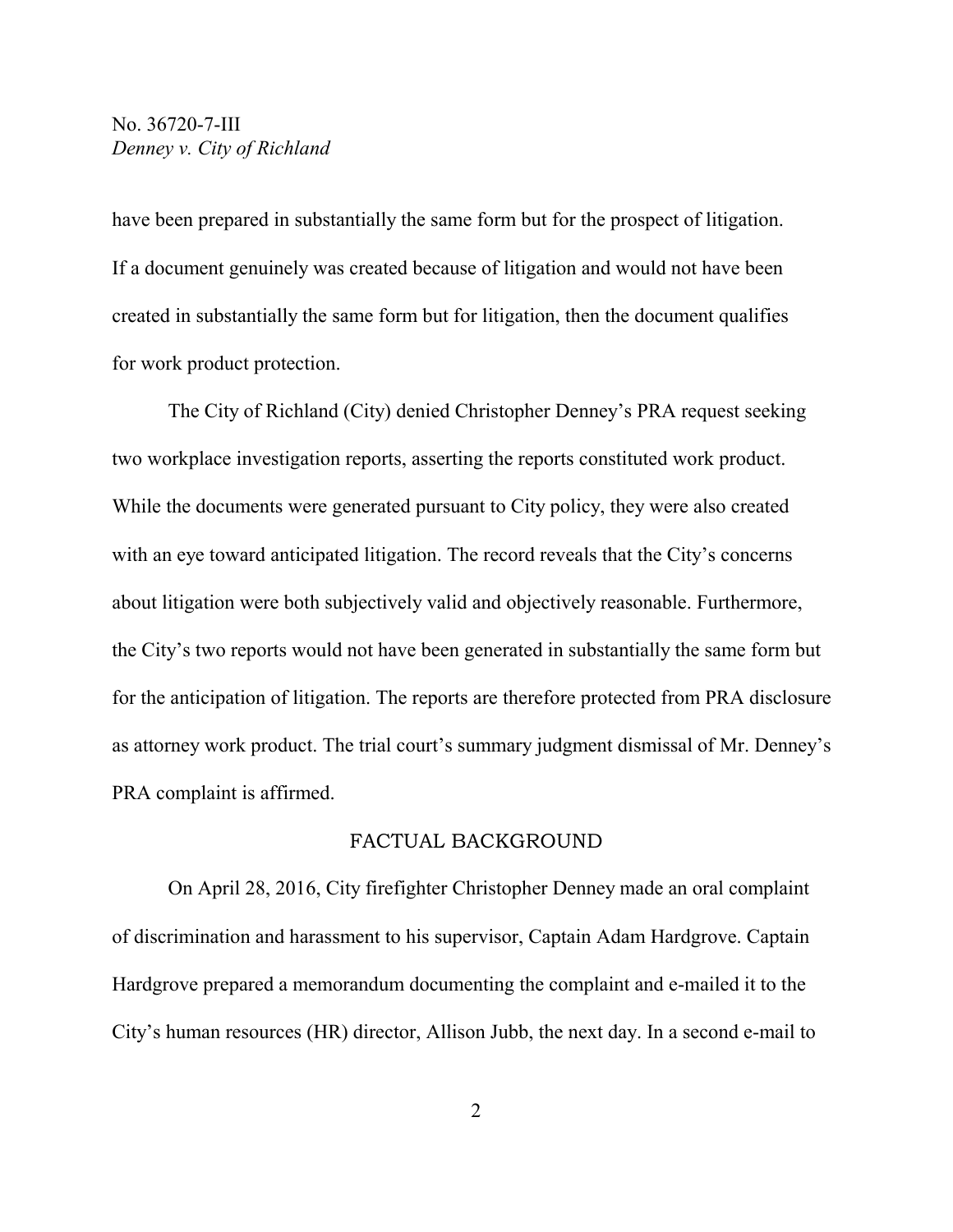have been prepared in substantially the same form but for the prospect of litigation. If a document genuinely was created because of litigation and would not have been created in substantially the same form but for litigation, then the document qualifies for work product protection.

The City of Richland (City) denied Christopher Denney's PRA request seeking two workplace investigation reports, asserting the reports constituted work product. While the documents were generated pursuant to City policy, they were also created with an eye toward anticipated litigation. The record reveals that the City's concerns about litigation were both subjectively valid and objectively reasonable. Furthermore, the City's two reports would not have been generated in substantially the same form but for the anticipation of litigation. The reports are therefore protected from PRA disclosure as attorney work product. The trial court's summary judgment dismissal of Mr. Denney's PRA complaint is affirmed.

## FACTUAL BACKGROUND

On April 28, 2016, City firefighter Christopher Denney made an oral complaint of discrimination and harassment to his supervisor, Captain Adam Hardgrove. Captain Hardgrove prepared a memorandum documenting the complaint and e-mailed it to the City's human resources (HR) director, Allison Jubb, the next day. In a second e-mail to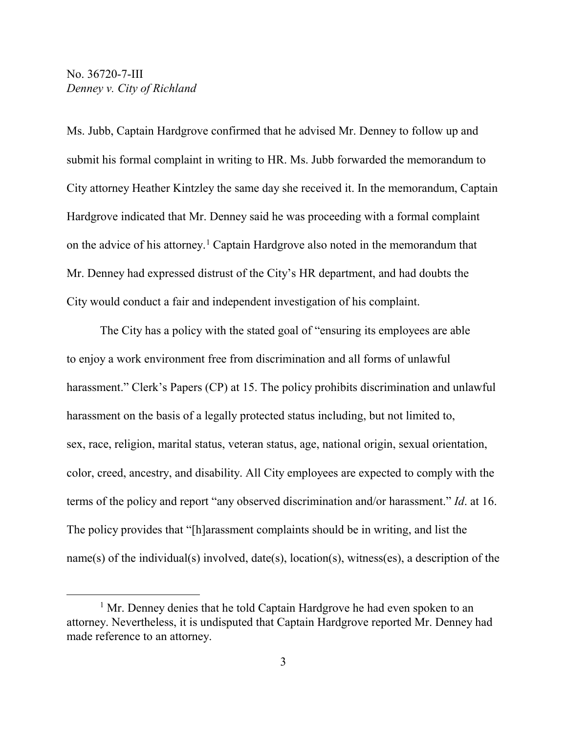Ms. Jubb, Captain Hardgrove confirmed that he advised Mr. Denney to follow up and submit his formal complaint in writing to HR. Ms. Jubb forwarded the memorandum to City attorney Heather Kintzley the same day she received it. In the memorandum, Captain Hardgrove indicated that Mr. Denney said he was proceeding with a formal complaint on the advice of his attorney.[1] Captain Hardgrove also noted in the memorandum that Mr. Denney had expressed distrust of the City's HR department, and had doubts the City would conduct a fair and independent investigation of his complaint.

The City has a policy with the stated goal of "ensuring its employees are able to enjoy a work environment free from discrimination and all forms of unlawful harassment." Clerk's Papers (CP) at 15. The policy prohibits discrimination and unlawful harassment on the basis of a legally protected status including, but not limited to, sex, race, religion, marital status, veteran status, age, national origin, sexual orientation, color, creed, ancestry, and disability. All City employees are expected to comply with the terms of the policy and report "any observed discrimination and/or harassment." *Id*. at 16. The policy provides that "[h]arassment complaints should be in writing, and list the name(s) of the individual(s) involved, date(s), location(s), witness(es), a description of the

---

[1] Mr. Denney denies that he told Captain Hardgrove he had even spoken to an attorney. Nevertheless, it is undisputed that Captain Hardgrove reported Mr. Denney had made reference to an attorney.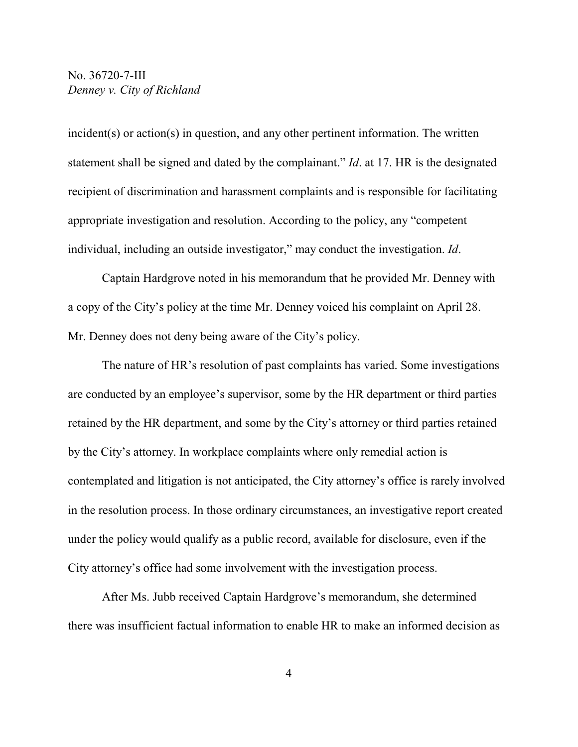incident(s) or action(s) in question, and any other pertinent information. The written statement shall be signed and dated by the complainant." *Id*. at 17. HR is the designated recipient of discrimination and harassment complaints and is responsible for facilitating appropriate investigation and resolution. According to the policy, any "competent individual, including an outside investigator," may conduct the investigation. *Id*.

Captain Hardgrove noted in his memorandum that he provided Mr. Denney with a copy of the City's policy at the time Mr. Denney voiced his complaint on April 28. Mr. Denney does not deny being aware of the City's policy.

The nature of HR's resolution of past complaints has varied. Some investigations are conducted by an employee's supervisor, some by the HR department or third parties retained by the HR department, and some by the City's attorney or third parties retained by the City's attorney. In workplace complaints where only remedial action is contemplated and litigation is not anticipated, the City attorney's office is rarely involved in the resolution process. In those ordinary circumstances, an investigative report created under the policy would qualify as a public record, available for disclosure, even if the City attorney's office had some involvement with the investigation process.

After Ms. Jubb received Captain Hardgrove's memorandum, she determined there was insufficient factual information to enable HR to make an informed decision as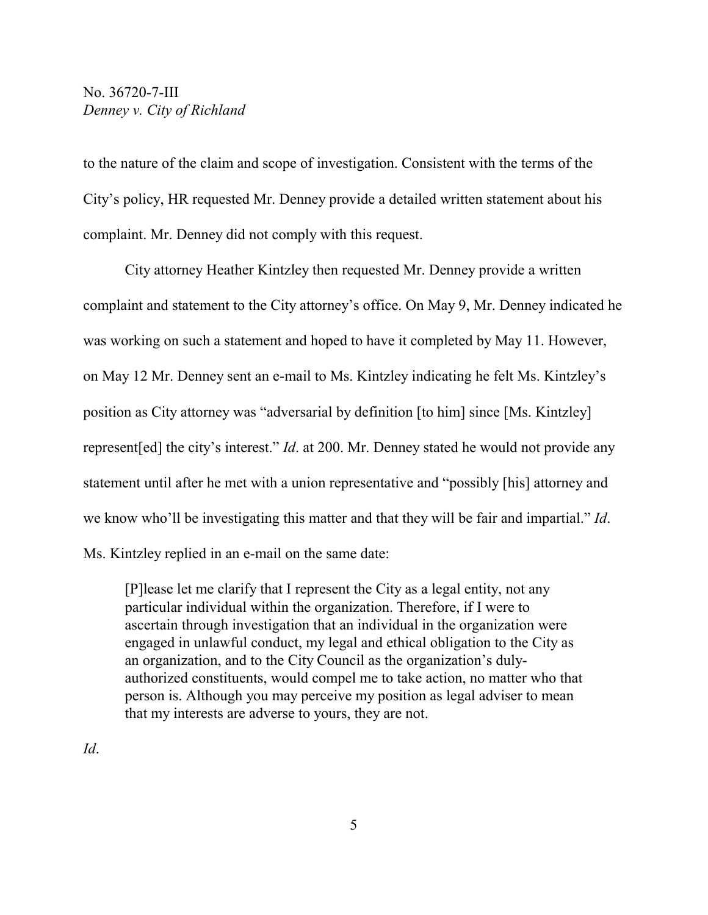to the nature of the claim and scope of investigation. Consistent with the terms of the City's policy, HR requested Mr. Denney provide a detailed written statement about his complaint. Mr. Denney did not comply with this request.

City attorney Heather Kintzley then requested Mr. Denney provide a written complaint and statement to the City attorney's office. On May 9, Mr. Denney indicated he was working on such a statement and hoped to have it completed by May 11. However, on May 12 Mr. Denney sent an e-mail to Ms. Kintzley indicating he felt Ms. Kintzley's position as City attorney was "adversarial by definition [to him] since [Ms. Kintzley] represent[ed] the city's interest." *Id*. at 200. Mr. Denney stated he would not provide any statement until after he met with a union representative and "possibly [his] attorney and we know who'll be investigating this matter and that they will be fair and impartial." *Id*. Ms. Kintzley replied in an e-mail on the same date:

> [P]lease let me clarify that I represent the City as a legal entity, not any particular individual within the organization. Therefore, if I were to ascertain through investigation that an individual in the organization were engaged in unlawful conduct, my legal and ethical obligation to the City as an organization, and to the City Council as the organization's duly-authorized constituents, would compel me to take action, no matter who that person is. Although you may perceive my position as legal adviser to mean that my interests are adverse to yours, they are not.

*Id*.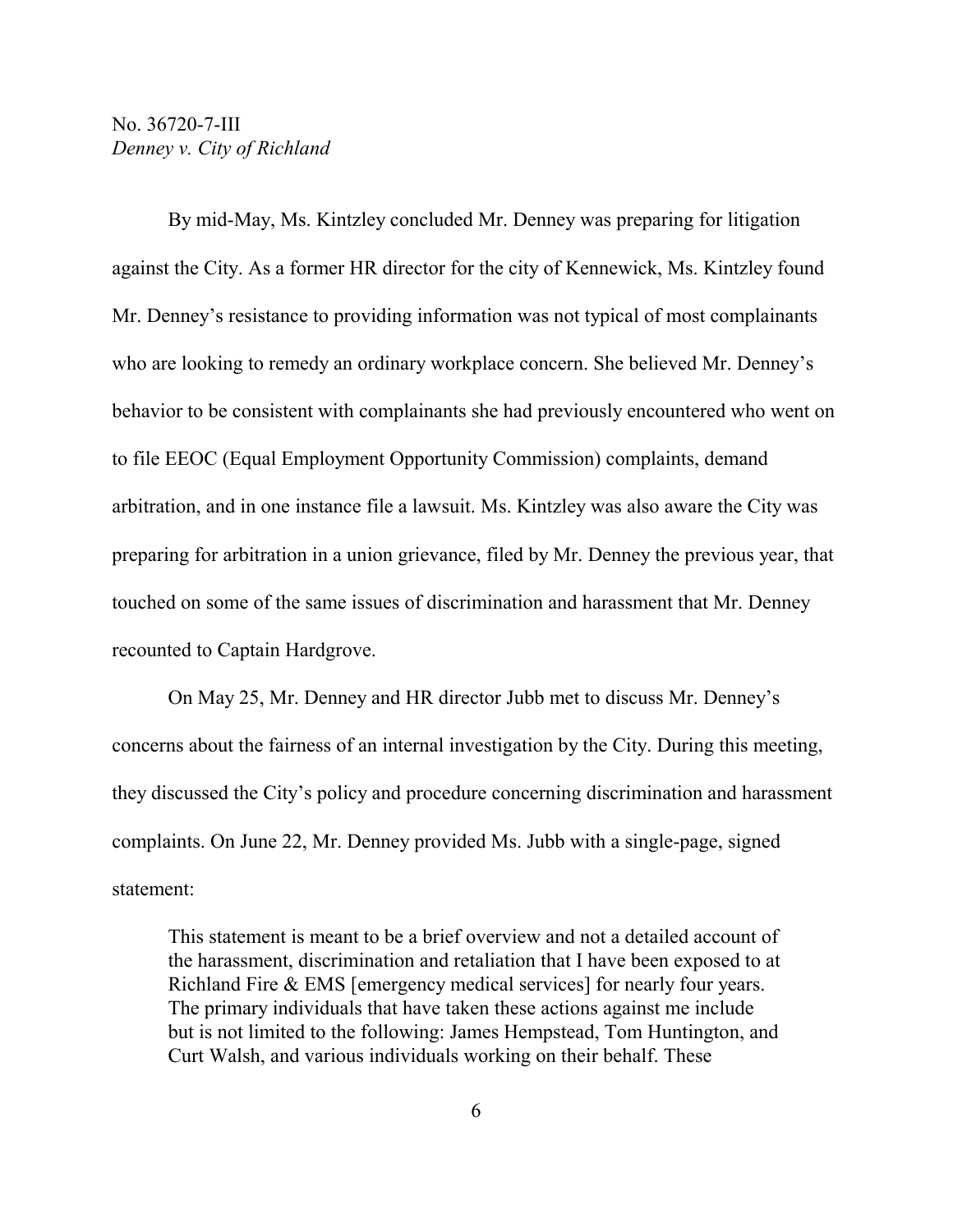By mid-May, Ms. Kintzley concluded Mr. Denney was preparing for litigation against the City. As a former HR director for the city of Kennewick, Ms. Kintzley found Mr. Denney's resistance to providing information was not typical of most complainants who are looking to remedy an ordinary workplace concern. She believed Mr. Denney's behavior to be consistent with complainants she had previously encountered who went on to file EEOC (Equal Employment Opportunity Commission) complaints, demand arbitration, and in one instance file a lawsuit. Ms. Kintzley was also aware the City was preparing for arbitration in a union grievance, filed by Mr. Denney the previous year, that touched on some of the same issues of discrimination and harassment that Mr. Denney recounted to Captain Hardgrove.

On May 25, Mr. Denney and HR director Jubb met to discuss Mr. Denney's concerns about the fairness of an internal investigation by the City. During this meeting, they discussed the City's policy and procedure concerning discrimination and harassment complaints. On June 22, Mr. Denney provided Ms. Jubb with a single-page, signed statement:

> This statement is meant to be a brief overview and not a detailed account of the harassment, discrimination and retaliation that I have been exposed to at Richland Fire & EMS [emergency medical services] for nearly four years. The primary individuals that have taken these actions against me include but is not limited to the following: James Hempstead, Tom Huntington, and Curt Walsh, and various individuals working on their behalf. These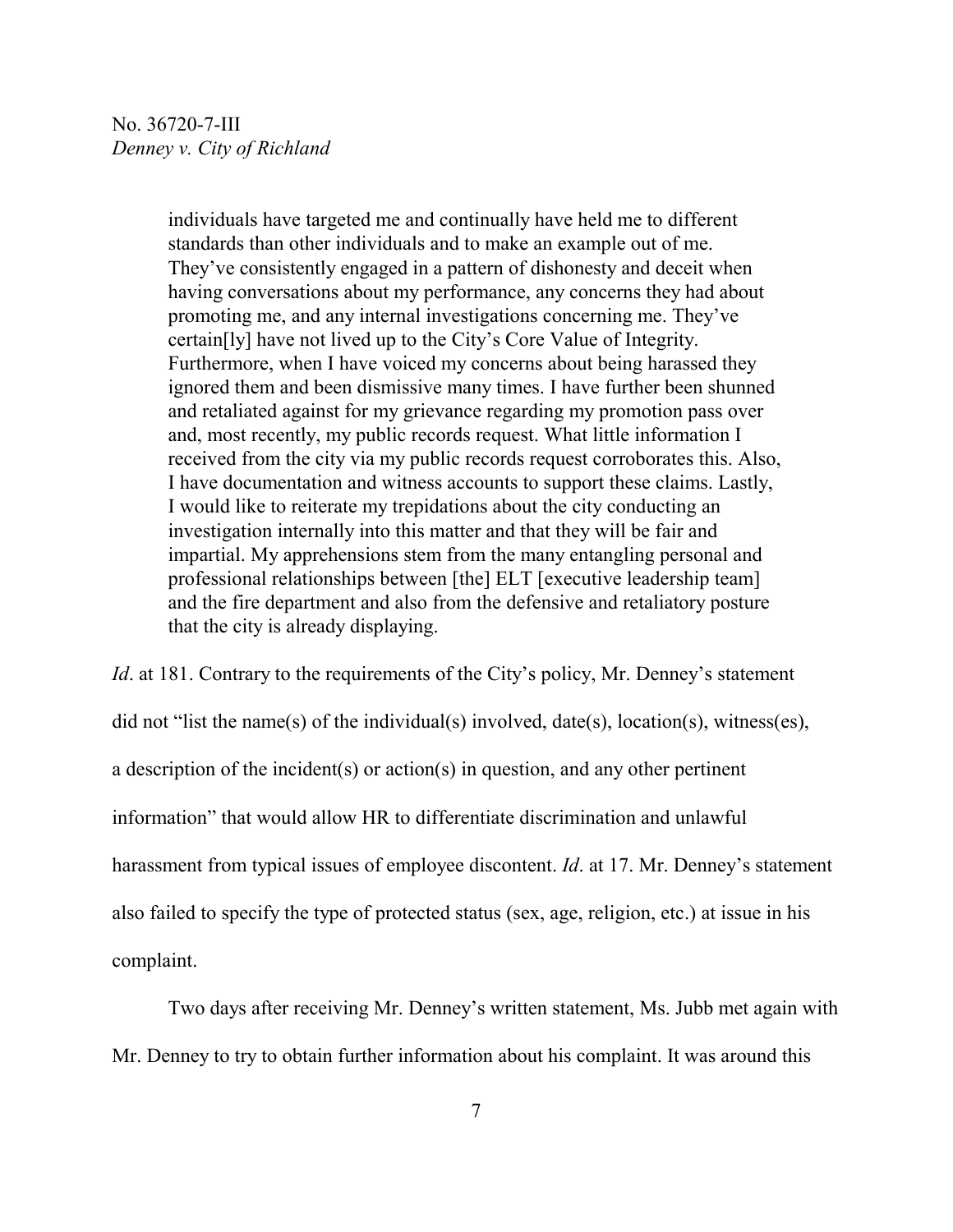> individuals have targeted me and continually have held me to different standards than other individuals and to make an example out of me. They've consistently engaged in a pattern of dishonesty and deceit when having conversations about my performance, any concerns they had about promoting me, and any internal investigations concerning me. They've certain[ly] have not lived up to the City's Core Value of Integrity. Furthermore, when I have voiced my concerns about being harassed they ignored them and been dismissive many times. I have further been shunned and retaliated against for my grievance regarding my promotion pass over and, most recently, my public records request. What little information I received from the city via my public records request corroborates this. Also, I have documentation and witness accounts to support these claims. Lastly, I would like to reiterate my trepidations about the city conducting an investigation internally into this matter and that they will be fair and impartial. My apprehensions stem from the many entangling personal and professional relationships between [the] ELT [executive leadership team] and the fire department and also from the defensive and retaliatory posture that the city is already displaying.

*Id*. at 181. Contrary to the requirements of the City's policy, Mr. Denney's statement did not "list the name(s) of the individual(s) involved, date(s), location(s), witness(es), a description of the incident(s) or action(s) in question, and any other pertinent information" that would allow HR to differentiate discrimination and unlawful harassment from typical issues of employee discontent. *Id*. at 17. Mr. Denney's statement also failed to specify the type of protected status (sex, age, religion, etc.) at issue in his complaint.

Two days after receiving Mr. Denney's written statement, Ms. Jubb met again with Mr. Denney to try to obtain further information about his complaint. It was around this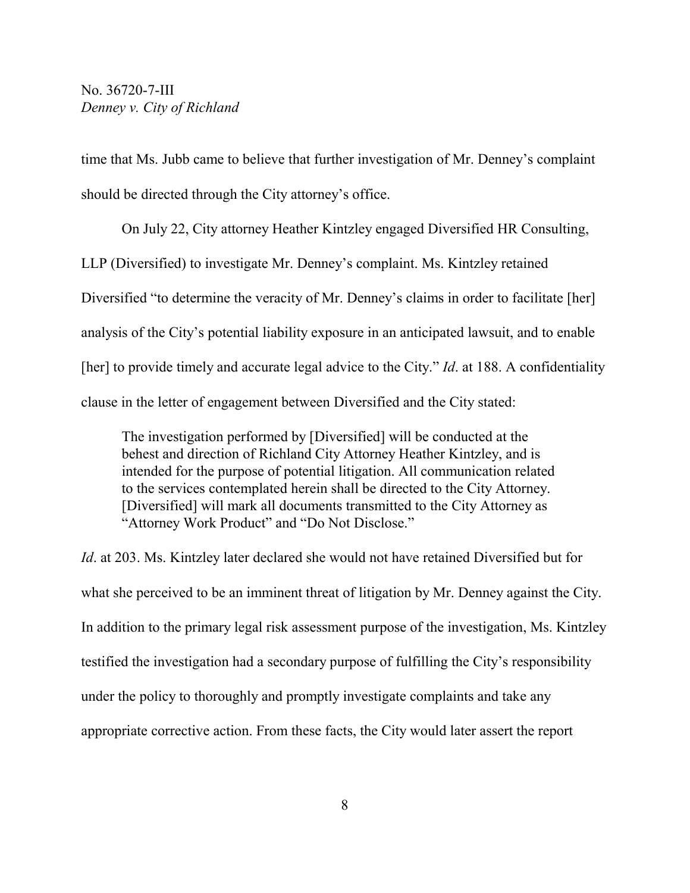time that Ms. Jubb came to believe that further investigation of Mr. Denney's complaint should be directed through the City attorney's office.

On July 22, City attorney Heather Kintzley engaged Diversified HR Consulting, LLP (Diversified) to investigate Mr. Denney's complaint. Ms. Kintzley retained Diversified "to determine the veracity of Mr. Denney's claims in order to facilitate [her] analysis of the City's potential liability exposure in an anticipated lawsuit, and to enable [her] to provide timely and accurate legal advice to the City." *Id*. at 188. A confidentiality clause in the letter of engagement between Diversified and the City stated:

> The investigation performed by [Diversified] will be conducted at the behest and direction of Richland City Attorney Heather Kintzley, and is intended for the purpose of potential litigation. All communication related to the services contemplated herein shall be directed to the City Attorney. [Diversified] will mark all documents transmitted to the City Attorney as "Attorney Work Product" and "Do Not Disclose."

*Id*. at 203. Ms. Kintzley later declared she would not have retained Diversified but for what she perceived to be an imminent threat of litigation by Mr. Denney against the City. In addition to the primary legal risk assessment purpose of the investigation, Ms. Kintzley testified the investigation had a secondary purpose of fulfilling the City's responsibility under the policy to thoroughly and promptly investigate complaints and take any appropriate corrective action. From these facts, the City would later assert the report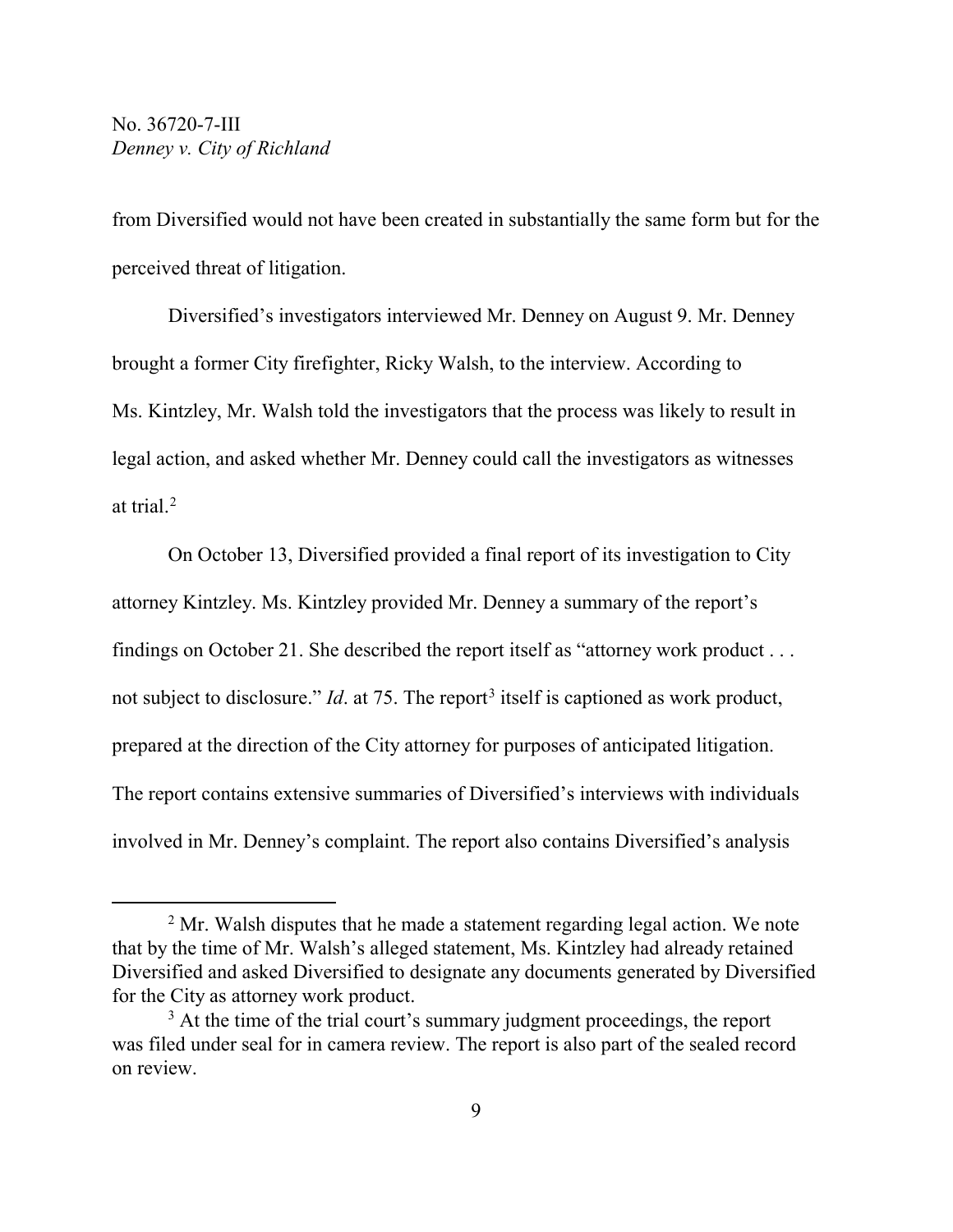from Diversified would not have been created in substantially the same form but for the perceived threat of litigation.

Diversified's investigators interviewed Mr. Denney on August 9. Mr. Denney brought a former City firefighter, Ricky Walsh, to the interview. According to Ms. Kintzley, Mr. Walsh told the investigators that the process was likely to result in legal action, and asked whether Mr. Denney could call the investigators as witnesses at trial.[2]

On October 13, Diversified provided a final report of its investigation to City attorney Kintzley. Ms. Kintzley provided Mr. Denney a summary of the report's findings on October 21. She described the report itself as "attorney work product . . . not subject to disclosure." *Id*. at 75. The report[3] itself is captioned as work product, prepared at the direction of the City attorney for purposes of anticipated litigation. The report contains extensive summaries of Diversified's interviews with individuals involved in Mr. Denney's complaint. The report also contains Diversified's analysis

---

[2] Mr. Walsh disputes that he made a statement regarding legal action. We note that by the time of Mr. Walsh's alleged statement, Ms. Kintzley had already retained Diversified and asked Diversified to designate any documents generated by Diversified for the City as attorney work product.

[3] At the time of the trial court's summary judgment proceedings, the report was filed under seal for in camera review. The report is also part of the sealed record on review.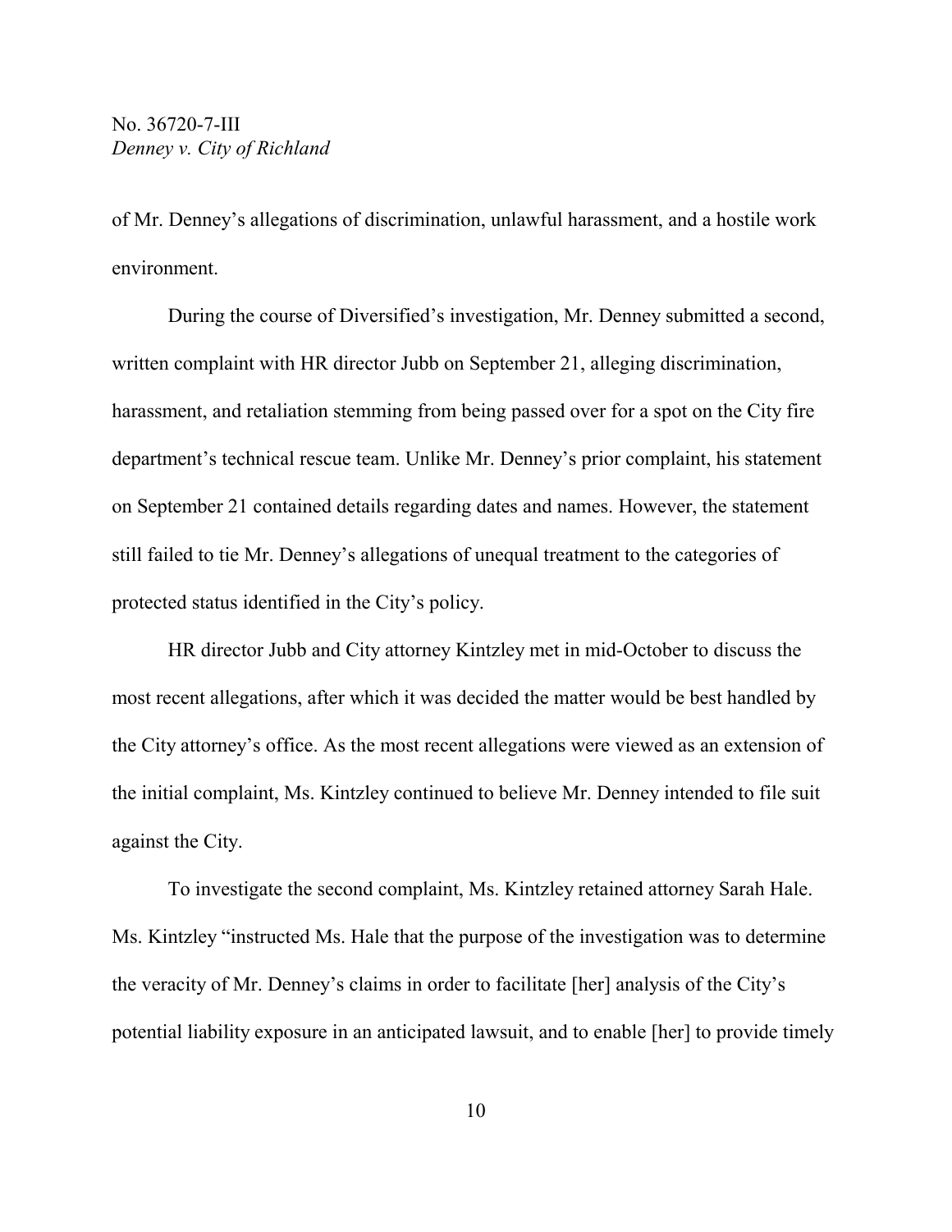of Mr. Denney's allegations of discrimination, unlawful harassment, and a hostile work environment.

During the course of Diversified's investigation, Mr. Denney submitted a second, written complaint with HR director Jubb on September 21, alleging discrimination, harassment, and retaliation stemming from being passed over for a spot on the City fire department's technical rescue team. Unlike Mr. Denney's prior complaint, his statement on September 21 contained details regarding dates and names. However, the statement still failed to tie Mr. Denney's allegations of unequal treatment to the categories of protected status identified in the City's policy.

HR director Jubb and City attorney Kintzley met in mid-October to discuss the most recent allegations, after which it was decided the matter would be best handled by the City attorney's office. As the most recent allegations were viewed as an extension of the initial complaint, Ms. Kintzley continued to believe Mr. Denney intended to file suit against the City.

To investigate the second complaint, Ms. Kintzley retained attorney Sarah Hale. Ms. Kintzley "instructed Ms. Hale that the purpose of the investigation was to determine the veracity of Mr. Denney's claims in order to facilitate [her] analysis of the City's potential liability exposure in an anticipated lawsuit, and to enable [her] to provide timely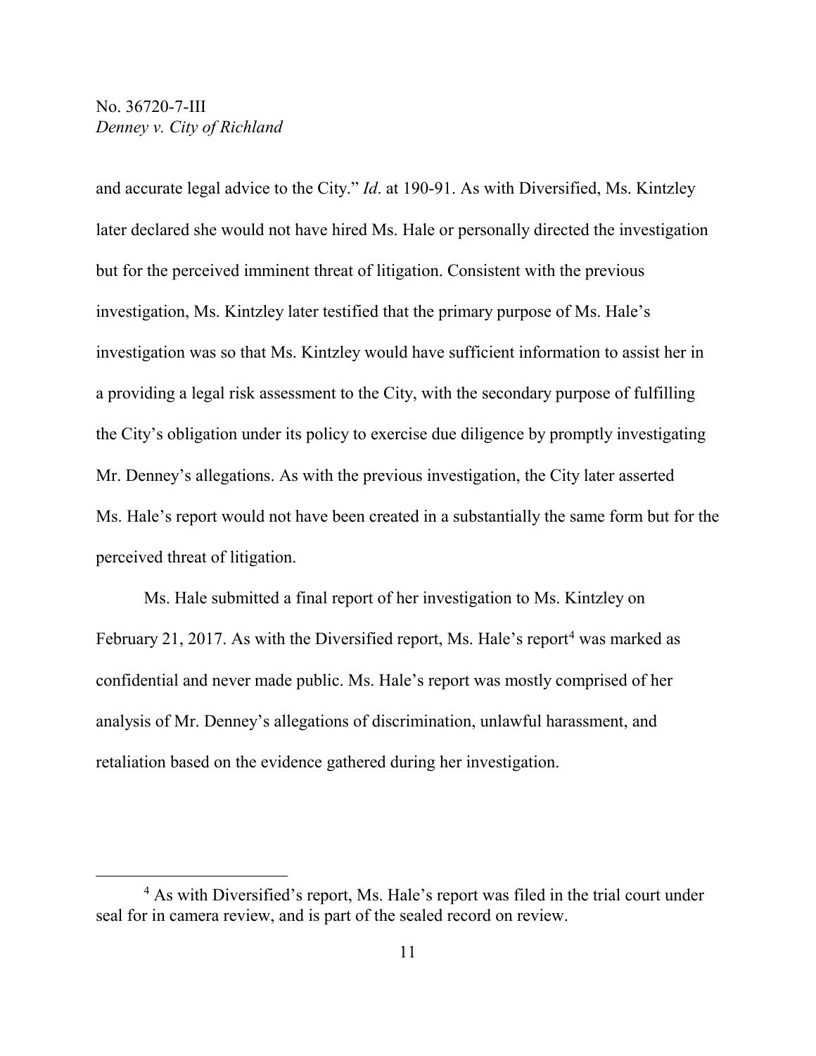and accurate legal advice to the City." *Id*. at 190-91. As with Diversified, Ms. Kintzley later declared she would not have hired Ms. Hale or personally directed the investigation but for the perceived imminent threat of litigation. Consistent with the previous investigation, Ms. Kintzley later testified that the primary purpose of Ms. Hale's investigation was so that Ms. Kintzley would have sufficient information to assist her in a providing a legal risk assessment to the City, with the secondary purpose of fulfilling the City's obligation under its policy to exercise due diligence by promptly investigating Mr. Denney's allegations. As with the previous investigation, the City later asserted Ms. Hale's report would not have been created in a substantially the same form but for the perceived threat of litigation.

Ms. Hale submitted a final report of her investigation to Ms. Kintzley on February 21, 2017. As with the Diversified report, Ms. Hale's report[4] was marked as confidential and never made public. Ms. Hale's report was mostly comprised of her analysis of Mr. Denney's allegations of discrimination, unlawful harassment, and retaliation based on the evidence gathered during her investigation.

[4] As with Diversified's report, Ms. Hale's report was filed in the trial court under seal for in camera review, and is part of the sealed record on review.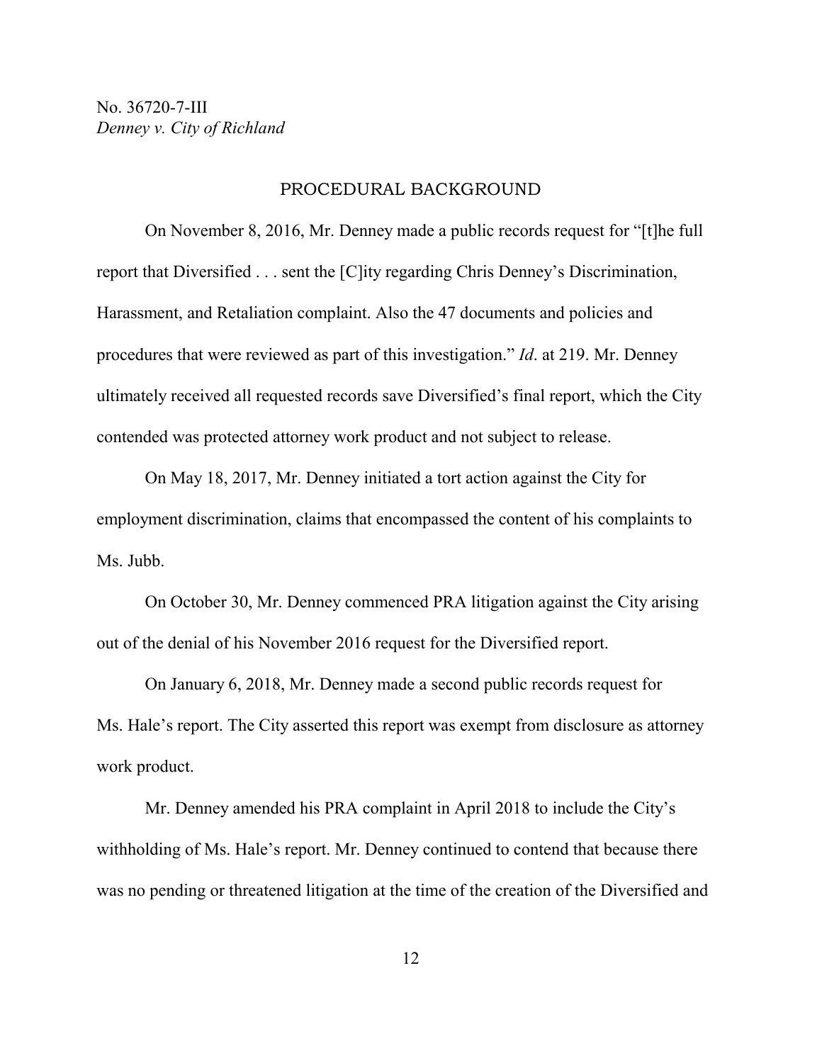## PROCEDURAL BACKGROUND

On November 8, 2016, Mr. Denney made a public records request for "[t]he full report that Diversified . . . sent the [C]ity regarding Chris Denney's Discrimination, Harassment, and Retaliation complaint. Also the 47 documents and policies and procedures that were reviewed as part of this investigation." *Id*. at 219. Mr. Denney ultimately received all requested records save Diversified's final report, which the City contended was protected attorney work product and not subject to release.

On May 18, 2017, Mr. Denney initiated a tort action against the City for employment discrimination, claims that encompassed the content of his complaints to Ms. Jubb.

On October 30, Mr. Denney commenced PRA litigation against the City arising out of the denial of his November 2016 request for the Diversified report.

On January 6, 2018, Mr. Denney made a second public records request for Ms. Hale's report. The City asserted this report was exempt from disclosure as attorney work product.

Mr. Denney amended his PRA complaint in April 2018 to include the City's withholding of Ms. Hale's report. Mr. Denney continued to contend that because there was no pending or threatened litigation at the time of the creation of the Diversified and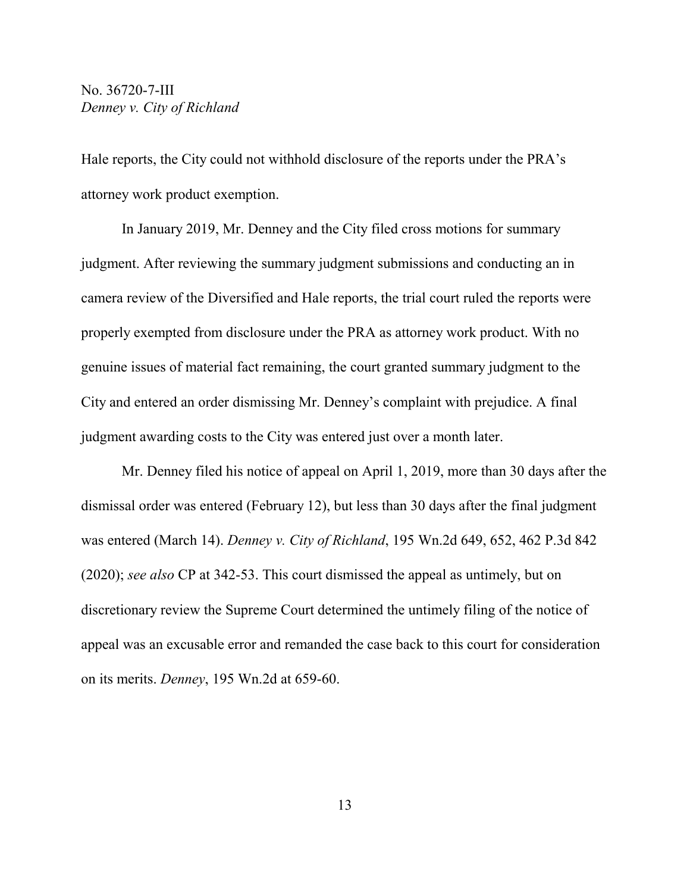Hale reports, the City could not withhold disclosure of the reports under the PRA's attorney work product exemption.

In January 2019, Mr. Denney and the City filed cross motions for summary judgment. After reviewing the summary judgment submissions and conducting an in camera review of the Diversified and Hale reports, the trial court ruled the reports were properly exempted from disclosure under the PRA as attorney work product. With no genuine issues of material fact remaining, the court granted summary judgment to the City and entered an order dismissing Mr. Denney's complaint with prejudice. A final judgment awarding costs to the City was entered just over a month later.

Mr. Denney filed his notice of appeal on April 1, 2019, more than 30 days after the dismissal order was entered (February 12), but less than 30 days after the final judgment was entered (March 14). *Denney v. City of Richland*, 195 Wn.2d 649, 652, 462 P.3d 842 (2020); *see also* CP at 342-53. This court dismissed the appeal as untimely, but on discretionary review the Supreme Court determined the untimely filing of the notice of appeal was an excusable error and remanded the case back to this court for consideration on its merits. *Denney*, 195 Wn.2d at 659-60.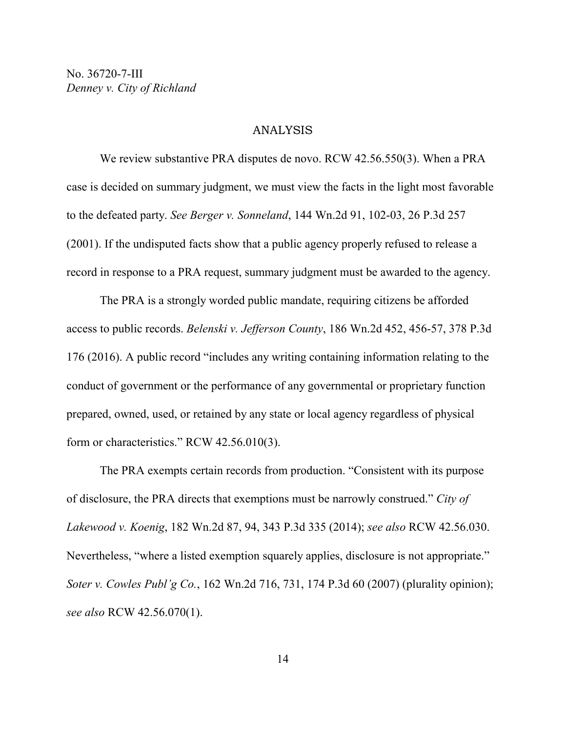## ANALYSIS

We review substantive PRA disputes de novo. RCW 42.56.550(3). When a PRA case is decided on summary judgment, we must view the facts in the light most favorable to the defeated party. *See Berger v. Sonneland*, 144 Wn.2d 91, 102-03, 26 P.3d 257 (2001). If the undisputed facts show that a public agency properly refused to release a record in response to a PRA request, summary judgment must be awarded to the agency.

The PRA is a strongly worded public mandate, requiring citizens be afforded access to public records. *Belenski v. Jefferson County*, 186 Wn.2d 452, 456-57, 378 P.3d 176 (2016). A public record "includes any writing containing information relating to the conduct of government or the performance of any governmental or proprietary function prepared, owned, used, or retained by any state or local agency regardless of physical form or characteristics." RCW 42.56.010(3).

The PRA exempts certain records from production. "Consistent with its purpose of disclosure, the PRA directs that exemptions must be narrowly construed." *City of Lakewood v. Koenig*, 182 Wn.2d 87, 94, 343 P.3d 335 (2014); *see also* RCW 42.56.030. Nevertheless, "where a listed exemption squarely applies, disclosure is not appropriate." *Soter v. Cowles Publ'g Co.*, 162 Wn.2d 716, 731, 174 P.3d 60 (2007) (plurality opinion); *see also* RCW 42.56.070(1).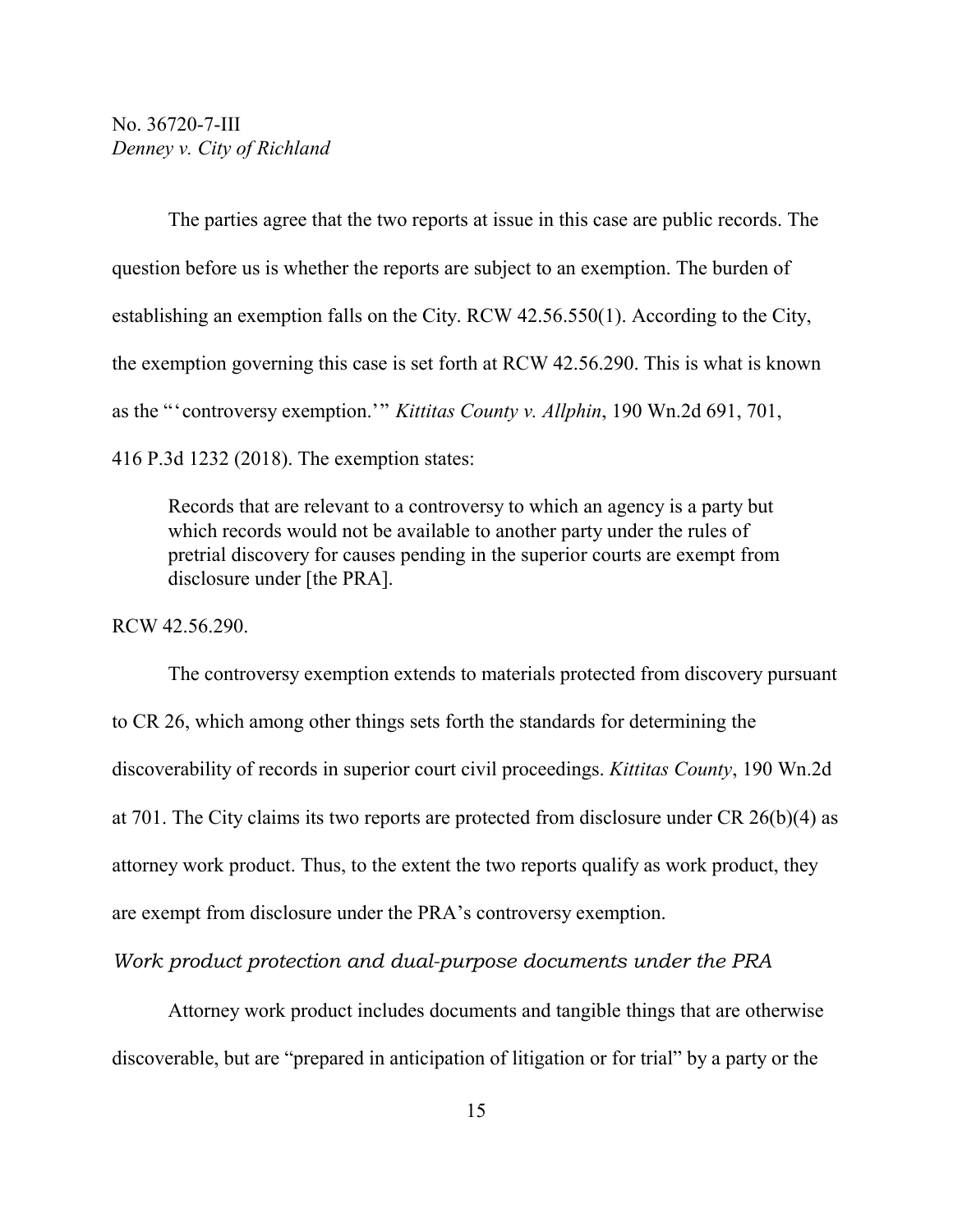The parties agree that the two reports at issue in this case are public records. The question before us is whether the reports are subject to an exemption. The burden of establishing an exemption falls on the City. RCW 42.56.550(1). According to the City, the exemption governing this case is set forth at RCW 42.56.290. This is what is known as the "'controversy exemption.'" *Kittitas County v. Allphin*, 190 Wn.2d 691, 701, 416 P.3d 1232 (2018). The exemption states:

> Records that are relevant to a controversy to which an agency is a party but which records would not be available to another party under the rules of pretrial discovery for causes pending in the superior courts are exempt from disclosure under [the PRA].

RCW 42.56.290.

The controversy exemption extends to materials protected from discovery pursuant to CR 26, which among other things sets forth the standards for determining the discoverability of records in superior court civil proceedings. *Kittitas County*, 190 Wn.2d at 701. The City claims its two reports are protected from disclosure under CR 26(b)(4) as attorney work product. Thus, to the extent the two reports qualify as work product, they are exempt from disclosure under the PRA's controversy exemption.

*Work product protection and dual-purpose documents under the PRA*

Attorney work product includes documents and tangible things that are otherwise discoverable, but are "prepared in anticipation of litigation or for trial" by a party or the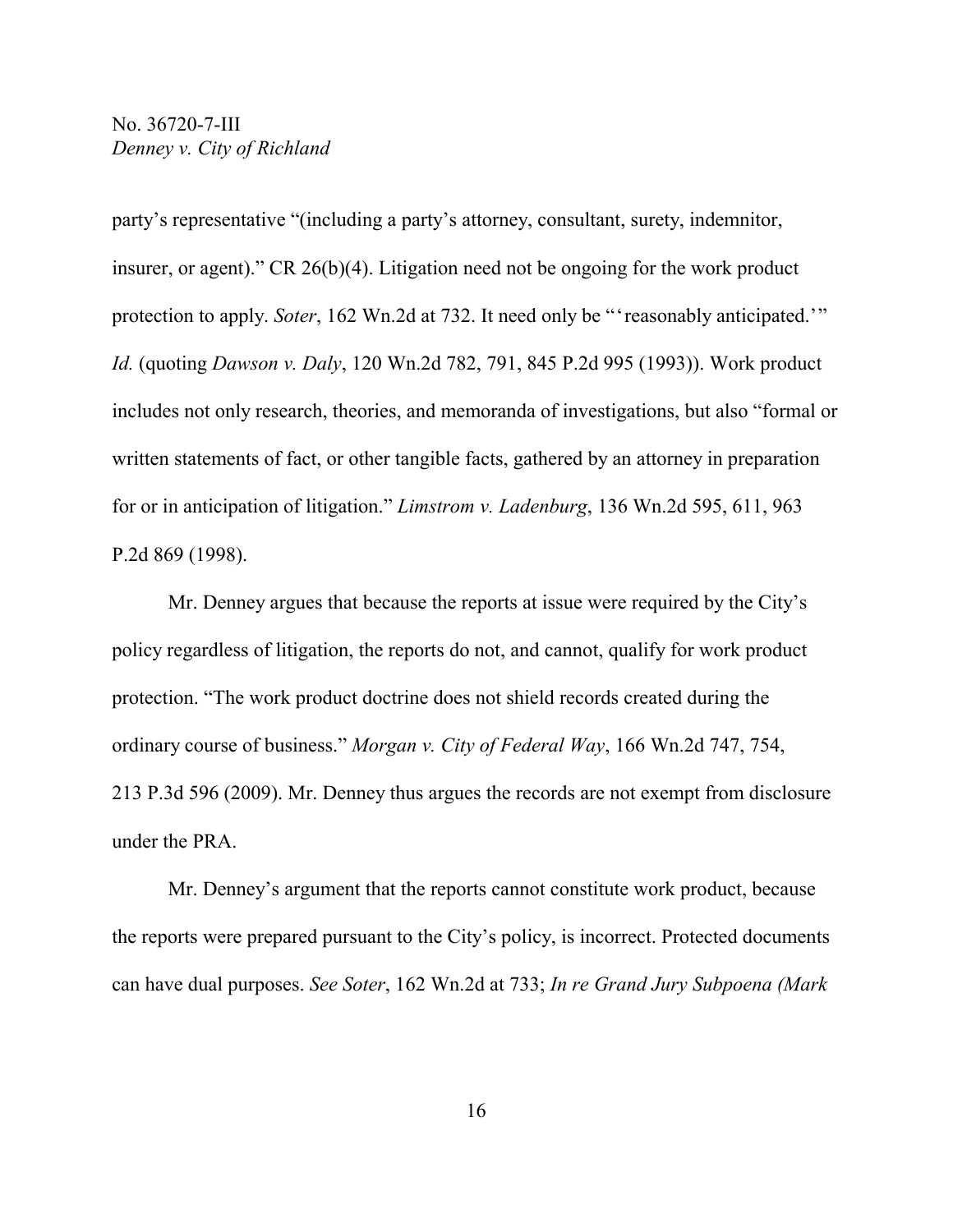party's representative "(including a party's attorney, consultant, surety, indemnitor, insurer, or agent)." CR 26(b)(4). Litigation need not be ongoing for the work product protection to apply. *Soter*, 162 Wn.2d at 732. It need only be "'reasonably anticipated.'" *Id.* (quoting *Dawson v. Daly*, 120 Wn.2d 782, 791, 845 P.2d 995 (1993)). Work product includes not only research, theories, and memoranda of investigations, but also "formal or written statements of fact, or other tangible facts, gathered by an attorney in preparation for or in anticipation of litigation." *Limstrom v. Ladenburg*, 136 Wn.2d 595, 611, 963 P.2d 869 (1998).

Mr. Denney argues that because the reports at issue were required by the City's policy regardless of litigation, the reports do not, and cannot, qualify for work product protection. "The work product doctrine does not shield records created during the ordinary course of business." *Morgan v. City of Federal Way*, 166 Wn.2d 747, 754, 213 P.3d 596 (2009). Mr. Denney thus argues the records are not exempt from disclosure under the PRA.

Mr. Denney's argument that the reports cannot constitute work product, because the reports were prepared pursuant to the City's policy, is incorrect. Protected documents can have dual purposes. *See Soter*, 162 Wn.2d at 733; *In re Grand Jury Subpoena (Mark*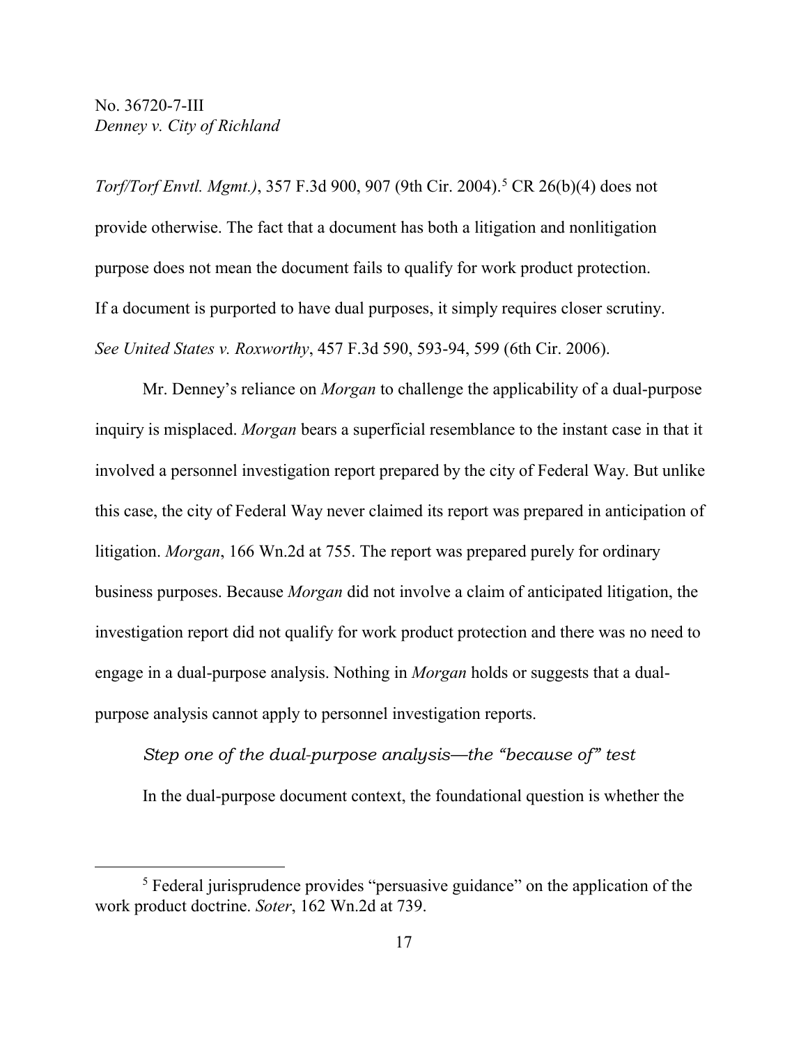*Torf/Torf Envtl. Mgmt.)*, 357 F.3d 900, 907 (9th Cir. 2004).[5] CR 26(b)(4) does not provide otherwise. The fact that a document has both a litigation and nonlitigation purpose does not mean the document fails to qualify for work product protection. If a document is purported to have dual purposes, it simply requires closer scrutiny. *See United States v. Roxworthy*, 457 F.3d 590, 593-94, 599 (6th Cir. 2006).

Mr. Denney's reliance on *Morgan* to challenge the applicability of a dual-purpose inquiry is misplaced. *Morgan* bears a superficial resemblance to the instant case in that it involved a personnel investigation report prepared by the city of Federal Way. But unlike this case, the city of Federal Way never claimed its report was prepared in anticipation of litigation. *Morgan*, 166 Wn.2d at 755. The report was prepared purely for ordinary business purposes. Because *Morgan* did not involve a claim of anticipated litigation, the investigation report did not qualify for work product protection and there was no need to engage in a dual-purpose analysis. Nothing in *Morgan* holds or suggests that a dual-purpose analysis cannot apply to personnel investigation reports.

*Step one of the dual-purpose analysis—the "because of" test*

In the dual-purpose document context, the foundational question is whether the

[5] Federal jurisprudence provides "persuasive guidance" on the application of the work product doctrine. *Soter*, 162 Wn.2d at 739.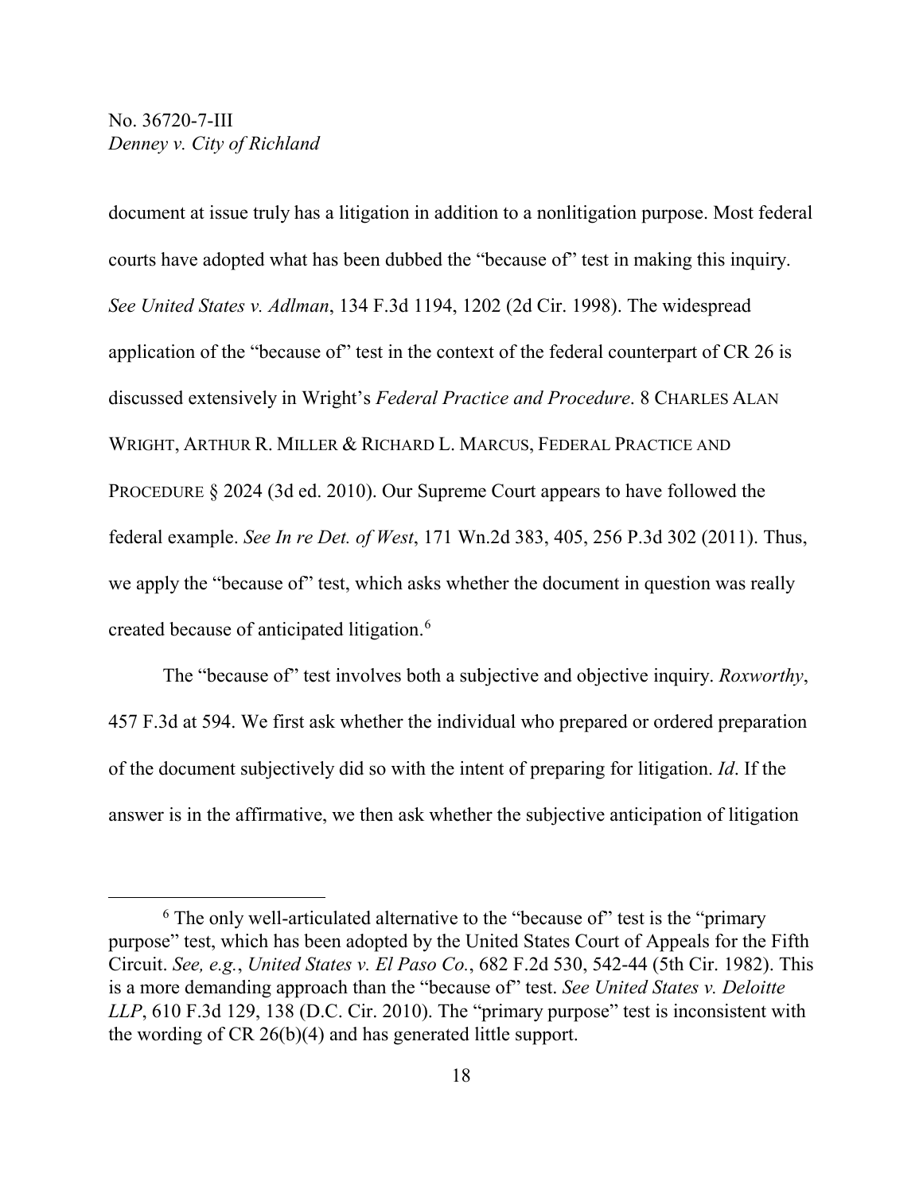document at issue truly has a litigation in addition to a nonlitigation purpose. Most federal courts have adopted what has been dubbed the "because of" test in making this inquiry. *See United States v. Adlman*, 134 F.3d 1194, 1202 (2d Cir. 1998). The widespread application of the "because of" test in the context of the federal counterpart of CR 26 is discussed extensively in Wright's *Federal Practice and Procedure*. 8 CHARLES ALAN WRIGHT, ARTHUR R. MILLER & RICHARD L. MARCUS, FEDERAL PRACTICE AND PROCEDURE § 2024 (3d ed. 2010). Our Supreme Court appears to have followed the federal example. *See In re Det. of West*, 171 Wn.2d 383, 405, 256 P.3d 302 (2011). Thus, we apply the "because of" test, which asks whether the document in question was really created because of anticipated litigation.[6]

The "because of" test involves both a subjective and objective inquiry. *Roxworthy*, 457 F.3d at 594. We first ask whether the individual who prepared or ordered preparation of the document subjectively did so with the intent of preparing for litigation. *Id*. If the answer is in the affirmative, we then ask whether the subjective anticipation of litigation

---

[6] The only well-articulated alternative to the "because of" test is the "primary purpose" test, which has been adopted by the United States Court of Appeals for the Fifth Circuit. *See, e.g.*, *United States v. El Paso Co.*, 682 F.2d 530, 542-44 (5th Cir. 1982). This is a more demanding approach than the "because of" test. *See United States v. Deloitte LLP*, 610 F.3d 129, 138 (D.C. Cir. 2010). The "primary purpose" test is inconsistent with the wording of CR 26(b)(4) and has generated little support.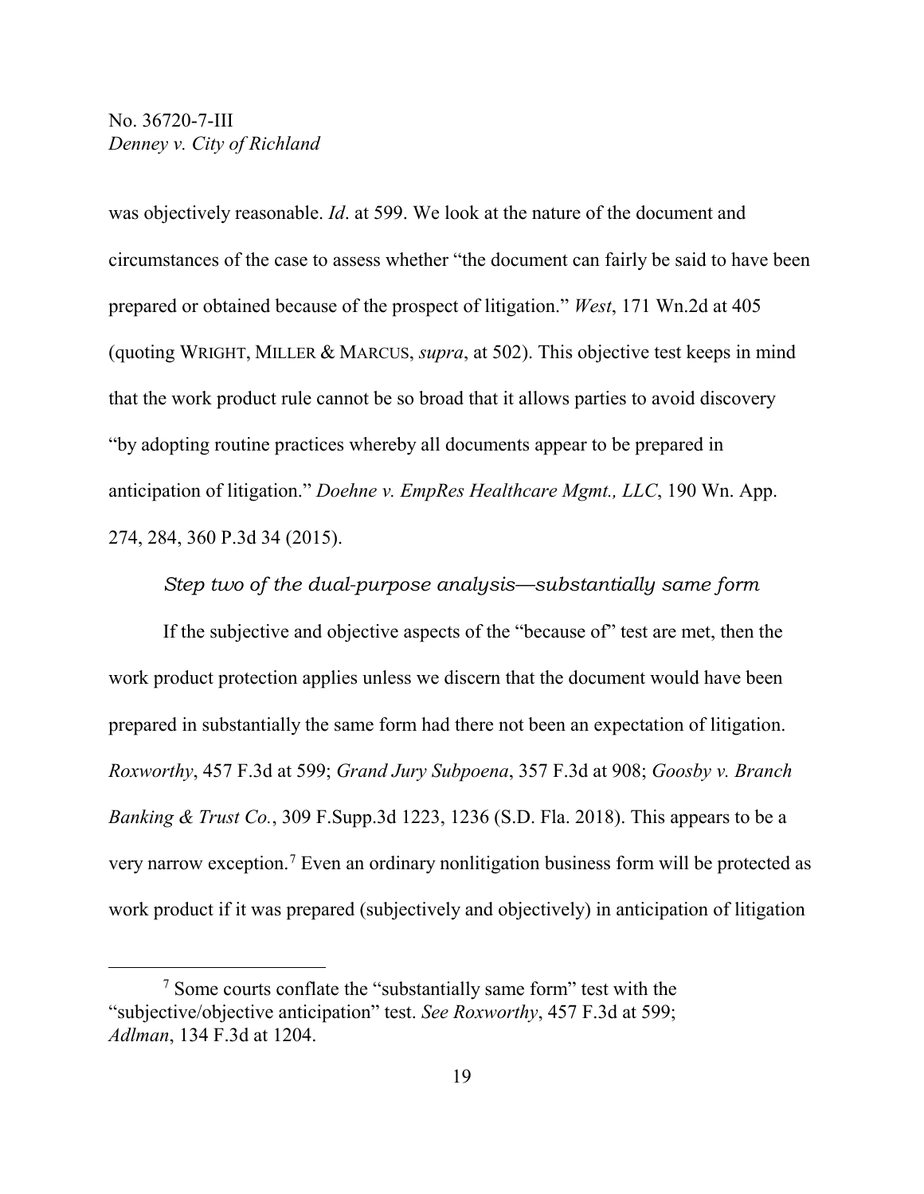was objectively reasonable. *Id*. at 599. We look at the nature of the document and circumstances of the case to assess whether "the document can fairly be said to have been prepared or obtained because of the prospect of litigation." *West*, 171 Wn.2d at 405 (quoting WRIGHT, MILLER & MARCUS, *supra*, at 502). This objective test keeps in mind that the work product rule cannot be so broad that it allows parties to avoid discovery "by adopting routine practices whereby all documents appear to be prepared in anticipation of litigation." *Doehne v. EmpRes Healthcare Mgmt., LLC*, 190 Wn. App. 274, 284, 360 P.3d 34 (2015).

*Step two of the dual-purpose analysis—substantially same form*

If the subjective and objective aspects of the "because of" test are met, then the work product protection applies unless we discern that the document would have been prepared in substantially the same form had there not been an expectation of litigation. *Roxworthy*, 457 F.3d at 599; *Grand Jury Subpoena*, 357 F.3d at 908; *Goosby v. Branch Banking & Trust Co.*, 309 F.Supp.3d 1223, 1236 (S.D. Fla. 2018). This appears to be a very narrow exception.[7] Even an ordinary nonlitigation business form will be protected as work product if it was prepared (subjectively and objectively) in anticipation of litigation

[7] Some courts conflate the "substantially same form" test with the "subjective/objective anticipation" test. *See Roxworthy*, 457 F.3d at 599; *Adlman*, 134 F.3d at 1204.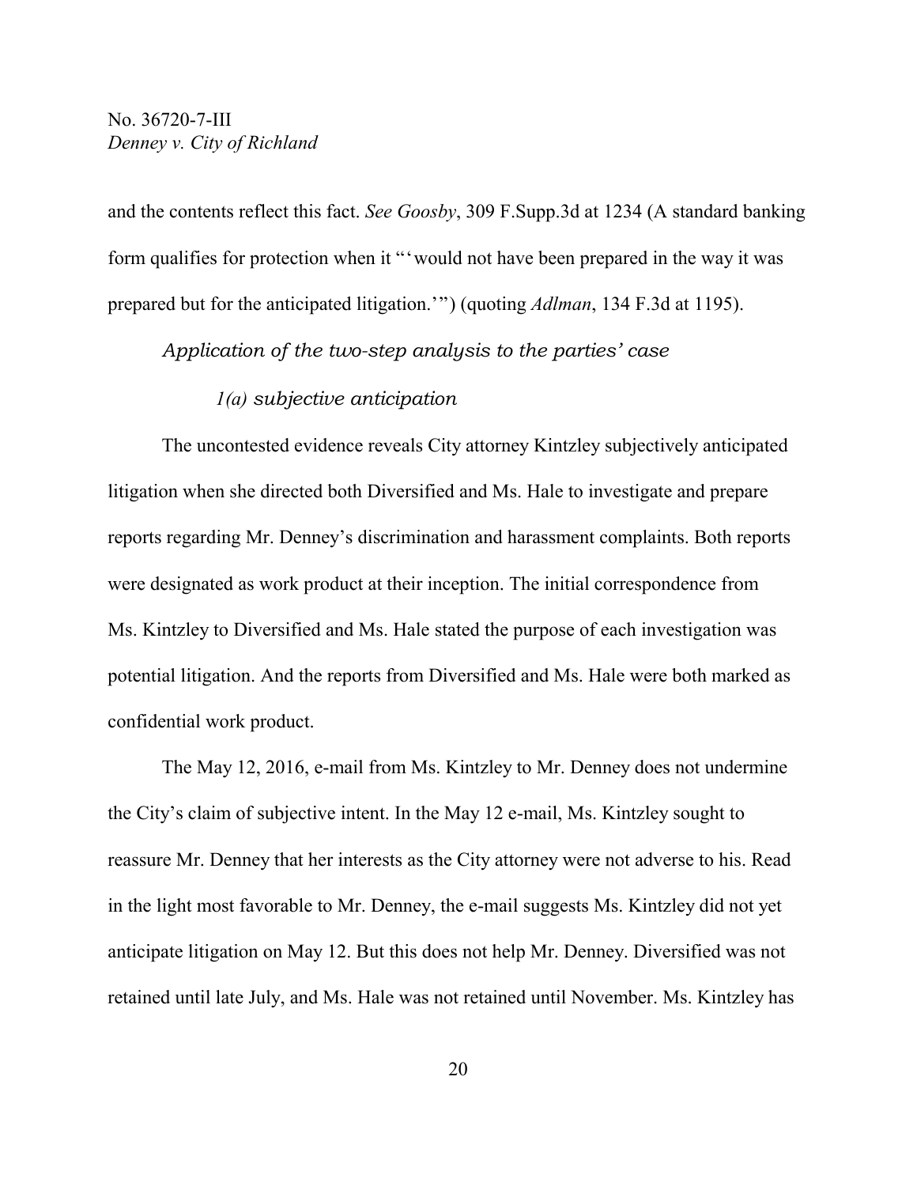and the contents reflect this fact. *See Goosby*, 309 F.Supp.3d at 1234 (A standard banking form qualifies for protection when it "'would not have been prepared in the way it was prepared but for the anticipated litigation.'") (quoting *Adlman*, 134 F.3d at 1195).

*Application of the two-step analysis to the parties' case*

*1(a) subjective anticipation*

The uncontested evidence reveals City attorney Kintzley subjectively anticipated litigation when she directed both Diversified and Ms. Hale to investigate and prepare reports regarding Mr. Denney's discrimination and harassment complaints. Both reports were designated as work product at their inception. The initial correspondence from Ms. Kintzley to Diversified and Ms. Hale stated the purpose of each investigation was potential litigation. And the reports from Diversified and Ms. Hale were both marked as confidential work product.

The May 12, 2016, e-mail from Ms. Kintzley to Mr. Denney does not undermine the City's claim of subjective intent. In the May 12 e-mail, Ms. Kintzley sought to reassure Mr. Denney that her interests as the City attorney were not adverse to his. Read in the light most favorable to Mr. Denney, the e-mail suggests Ms. Kintzley did not yet anticipate litigation on May 12. But this does not help Mr. Denney. Diversified was not retained until late July, and Ms. Hale was not retained until November. Ms. Kintzley has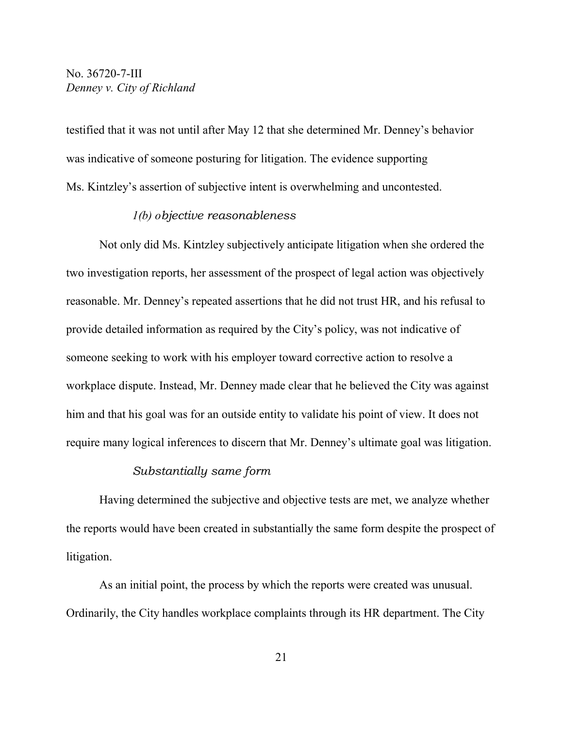testified that it was not until after May 12 that she determined Mr. Denney's behavior was indicative of someone posturing for litigation. The evidence supporting Ms. Kintzley's assertion of subjective intent is overwhelming and uncontested.

#### *1(b) objective reasonableness*

Not only did Ms. Kintzley subjectively anticipate litigation when she ordered the two investigation reports, her assessment of the prospect of legal action was objectively reasonable. Mr. Denney's repeated assertions that he did not trust HR, and his refusal to provide detailed information as required by the City's policy, was not indicative of someone seeking to work with his employer toward corrective action to resolve a workplace dispute. Instead, Mr. Denney made clear that he believed the City was against him and that his goal was for an outside entity to validate his point of view. It does not require many logical inferences to discern that Mr. Denney's ultimate goal was litigation.

#### *Substantially same form*

Having determined the subjective and objective tests are met, we analyze whether the reports would have been created in substantially the same form despite the prospect of litigation.

As an initial point, the process by which the reports were created was unusual. Ordinarily, the City handles workplace complaints through its HR department. The City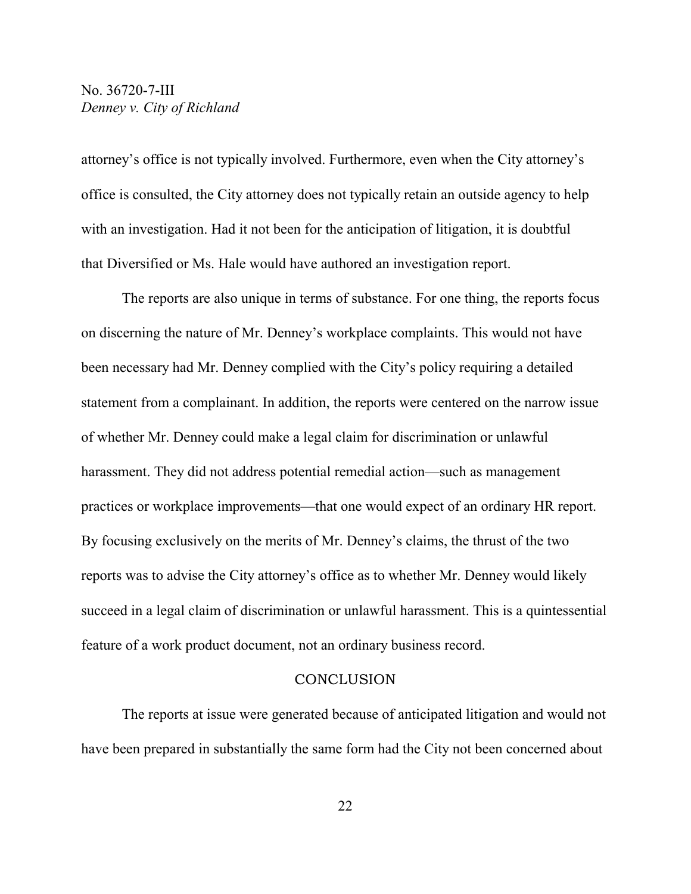attorney's office is not typically involved. Furthermore, even when the City attorney's office is consulted, the City attorney does not typically retain an outside agency to help with an investigation. Had it not been for the anticipation of litigation, it is doubtful that Diversified or Ms. Hale would have authored an investigation report.

The reports are also unique in terms of substance. For one thing, the reports focus on discerning the nature of Mr. Denney's workplace complaints. This would not have been necessary had Mr. Denney complied with the City's policy requiring a detailed statement from a complainant. In addition, the reports were centered on the narrow issue of whether Mr. Denney could make a legal claim for discrimination or unlawful harassment. They did not address potential remedial action—such as management practices or workplace improvements—that one would expect of an ordinary HR report. By focusing exclusively on the merits of Mr. Denney's claims, the thrust of the two reports was to advise the City attorney's office as to whether Mr. Denney would likely succeed in a legal claim of discrimination or unlawful harassment. This is a quintessential feature of a work product document, not an ordinary business record.

## CONCLUSION

The reports at issue were generated because of anticipated litigation and would not have been prepared in substantially the same form had the City not been concerned about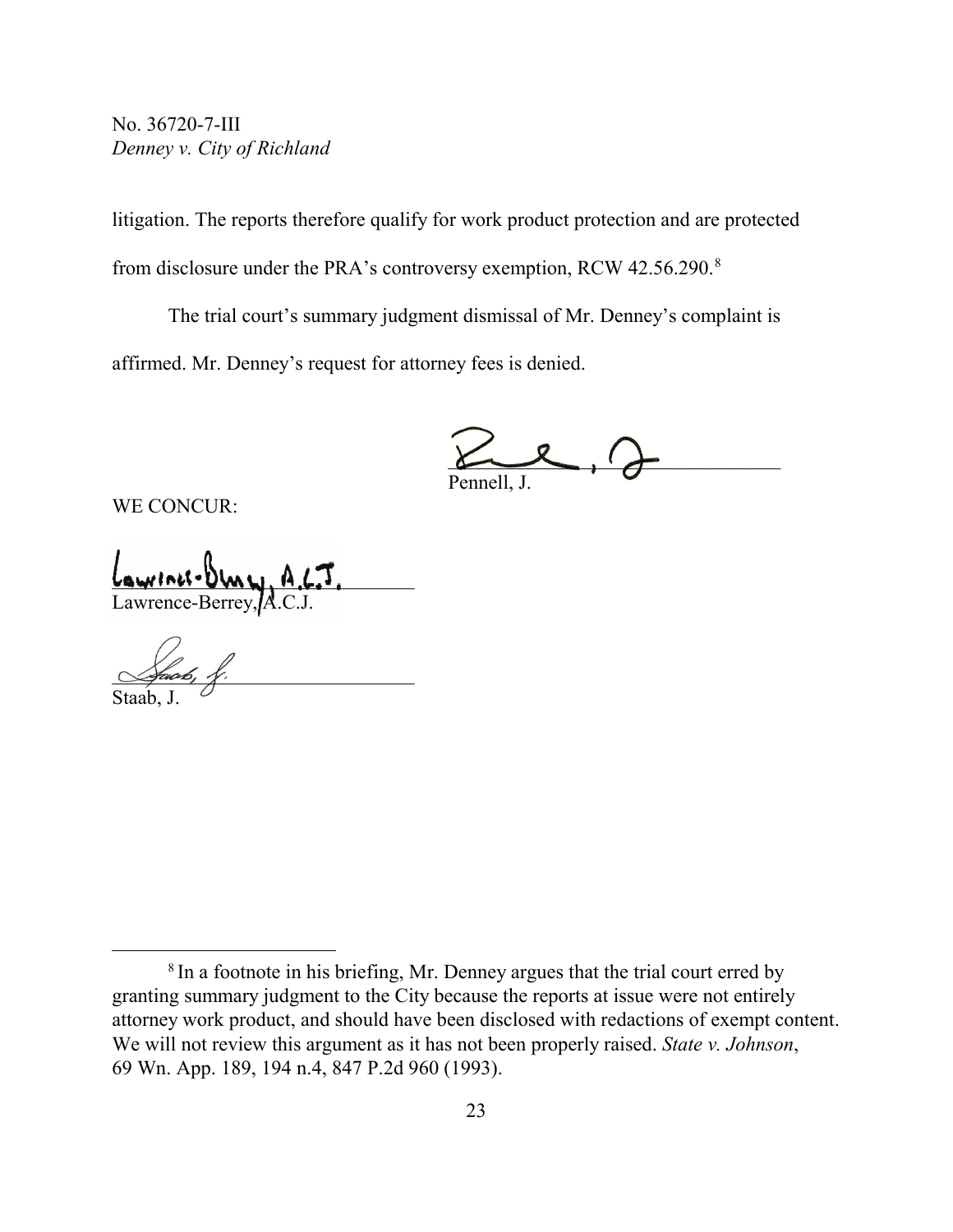litigation. The reports therefore qualify for work product protection and are protected from disclosure under the PRA's controversy exemption, RCW 42.56.290.[8]

The trial court's summary judgment dismissal of Mr. Denney's complaint is affirmed. Mr. Denney's request for attorney fees is denied.

Pennell, J.

WE CONCUR:

Lawrence-Berrey, A.C.J.

Staab, J.

---

[8] In a footnote in his briefing, Mr. Denney argues that the trial court erred by granting summary judgment to the City because the reports at issue were not entirely attorney work product, and should have been disclosed with redactions of exempt content. We will not review this argument as it has not been properly raised. *State v. Johnson*, 69 Wn. App. 189, 194 n.4, 847 P.2d 960 (1993).